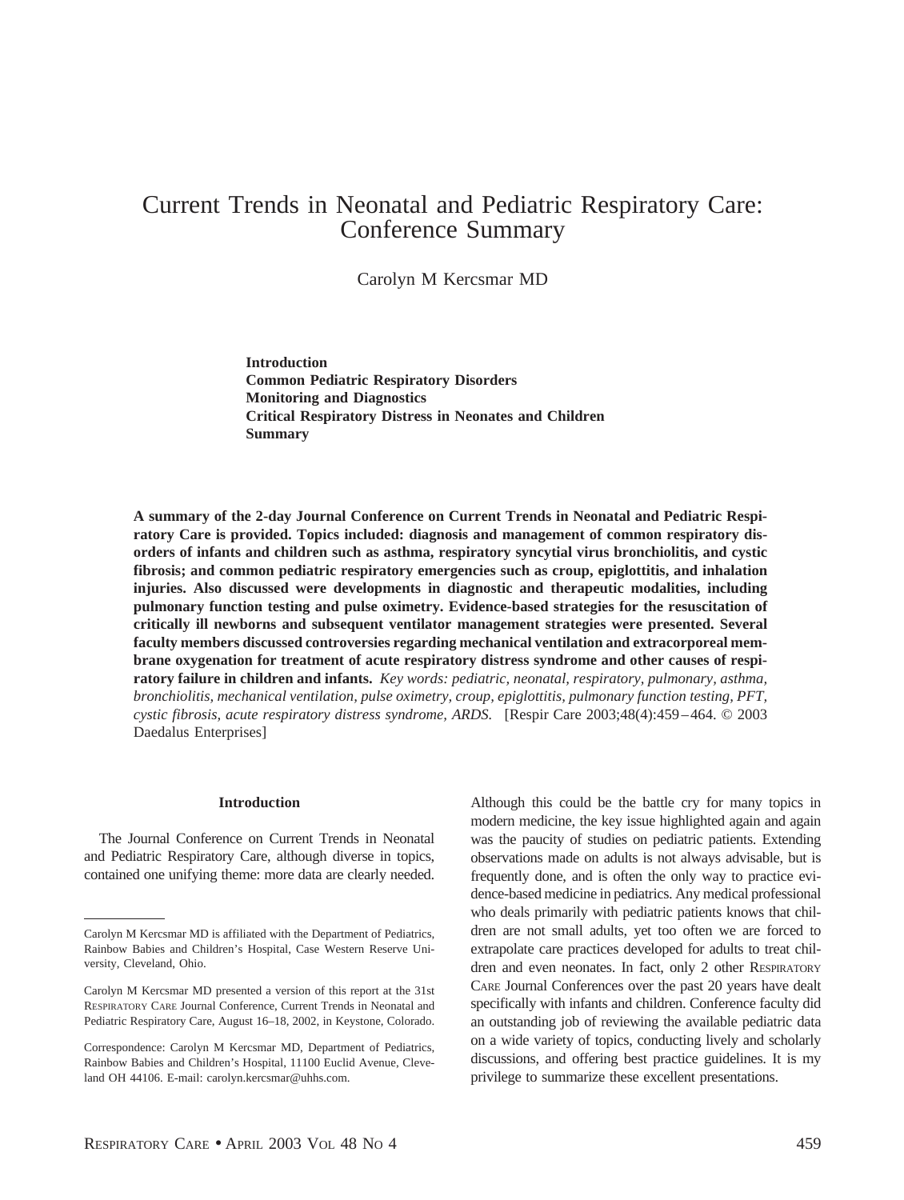# Current Trends in Neonatal and Pediatric Respiratory Care: Conference Summary

Carolyn M Kercsmar MD

**Introduction**
**Common Pediatric Respiratory Disorders**
**Monitoring and Diagnostics**
**Critical Respiratory Distress in Neonates and Children**
**Summary**

**A summary of the 2-day Journal Conference on Current Trends in Neonatal and Pediatric Respiratory Care is provided. Topics included: diagnosis and management of common respiratory disorders of infants and children such as asthma, respiratory syncytial virus bronchiolitis, and cystic fibrosis; and common pediatric respiratory emergencies such as croup, epiglottitis, and inhalation injuries. Also discussed were developments in diagnostic and therapeutic modalities, including pulmonary function testing and pulse oximetry. Evidence-based strategies for the resuscitation of critically ill newborns and subsequent ventilator management strategies were presented. Several faculty members discussed controversies regarding mechanical ventilation and extracorporeal membrane oxygenation for treatment of acute respiratory distress syndrome and other causes of respiratory failure in children and infants.** *Key words: pediatric, neonatal, respiratory, pulmonary, asthma, bronchiolitis, mechanical ventilation, pulse oximetry, croup, epiglottitis, pulmonary function testing, PFT, cystic fibrosis, acute respiratory distress syndrome, ARDS.* [Respir Care 2003;48(4):459–464. © 2003 Daedalus Enterprises]

## Introduction

The Journal Conference on Current Trends in Neonatal and Pediatric Respiratory Care, although diverse in topics, contained one unifying theme: more data are clearly needed. Although this could be the battle cry for many topics in modern medicine, the key issue highlighted again and again was the paucity of studies on pediatric patients. Extending observations made on adults is not always advisable, but is frequently done, and is often the only way to practice evidence-based medicine in pediatrics. Any medical professional who deals primarily with pediatric patients knows that children are not small adults, yet too often we are forced to extrapolate care practices developed for adults to treat children and even neonates. In fact, only 2 other RESPIRATORY CARE Journal Conferences over the past 20 years have dealt specifically with infants and children. Conference faculty did an outstanding job of reviewing the available pediatric data on a wide variety of topics, conducting lively and scholarly discussions, and offering best practice guidelines. It is my privilege to summarize these excellent presentations.

---

Carolyn M Kercsmar MD is affiliated with the Department of Pediatrics, Rainbow Babies and Children's Hospital, Case Western Reserve University, Cleveland, Ohio.

Carolyn M Kercsmar MD presented a version of this report at the 31st RESPIRATORY CARE Journal Conference, Current Trends in Neonatal and Pediatric Respiratory Care, August 16–18, 2002, in Keystone, Colorado.

Correspondence: Carolyn M Kercsmar MD, Department of Pediatrics, Rainbow Babies and Children's Hospital, 11100 Euclid Avenue, Cleveland OH 44106. E-mail: carolyn.kercsmar@uhhs.com.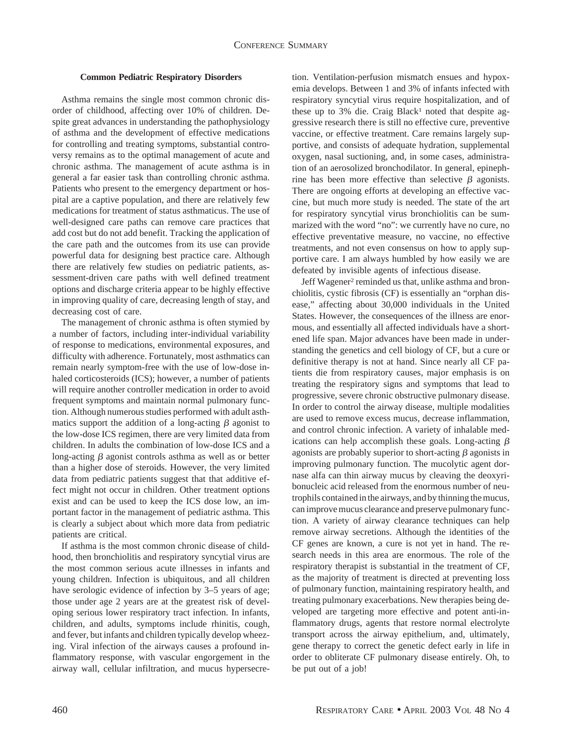### Common Pediatric Respiratory Disorders

Asthma remains the single most common chronic disorder of childhood, affecting over 10% of children. Despite great advances in understanding the pathophysiology of asthma and the development of effective medications for controlling and treating symptoms, substantial controversy remains as to the optimal management of acute and chronic asthma. The management of acute asthma is in general a far easier task than controlling chronic asthma. Patients who present to the emergency department or hospital are a captive population, and there are relatively few medications for treatment of status asthmaticus. The use of well-designed care paths can remove care practices that add cost but do not add benefit. Tracking the application of the care path and the outcomes from its use can provide powerful data for designing best practice care. Although there are relatively few studies on pediatric patients, assessment-driven care paths with well defined treatment options and discharge criteria appear to be highly effective in improving quality of care, decreasing length of stay, and decreasing cost of care.

The management of chronic asthma is often stymied by a number of factors, including inter-individual variability of response to medications, environmental exposures, and difficulty with adherence. Fortunately, most asthmatics can remain nearly symptom-free with the use of low-dose inhaled corticosteroids (ICS); however, a number of patients will require another controller medication in order to avoid frequent symptoms and maintain normal pulmonary function. Although numerous studies performed with adult asthmatics support the addition of a long-acting $\beta$ agonist to the low-dose ICS regimen, there are very limited data from children. In adults the combination of low-dose ICS and a long-acting $\beta$ agonist controls asthma as well as or better than a higher dose of steroids. However, the very limited data from pediatric patients suggest that that additive effect might not occur in children. Other treatment options exist and can be used to keep the ICS dose low, an important factor in the management of pediatric asthma. This is clearly a subject about which more data from pediatric patients are critical.

If asthma is the most common chronic disease of childhood, then bronchiolitis and respiratory syncytial virus are the most common serious acute illnesses in infants and young children. Infection is ubiquitous, and all children have serologic evidence of infection by 3–5 years of age; those under age 2 years are at the greatest risk of developing serious lower respiratory tract infection. In infants, children, and adults, symptoms include rhinitis, cough, and fever, but infants and children typically develop wheezing. Viral infection of the airways causes a profound inflammatory response, with vascular engorgement in the airway wall, cellular infiltration, and mucus hypersecretion. Ventilation-perfusion mismatch ensues and hypoxemia develops. Between 1 and 3% of infants infected with respiratory syncytial virus require hospitalization, and of these up to 3% die. Craig Black[1] noted that despite aggressive research there is still no effective cure, preventive vaccine, or effective treatment. Care remains largely supportive, and consists of adequate hydration, supplemental oxygen, nasal suctioning, and, in some cases, administration of an aerosolized bronchodilator. In general, epinephrine has been more effective than selective $\beta$ agonists. There are ongoing efforts at developing an effective vaccine, but much more study is needed. The state of the art for respiratory syncytial virus bronchiolitis can be summarized with the word "no": we currently have no cure, no effective preventative measure, no vaccine, no effective treatments, and not even consensus on how to apply supportive care. I am always humbled by how easily we are defeated by invisible agents of infectious disease.

Jeff Wagener[2] reminded us that, unlike asthma and bronchiolitis, cystic fibrosis (CF) is essentially an "orphan disease," affecting about 30,000 individuals in the United States. However, the consequences of the illness are enormous, and essentially all affected individuals have a shortened life span. Major advances have been made in understanding the genetics and cell biology of CF, but a cure or definitive therapy is not at hand. Since nearly all CF patients die from respiratory causes, major emphasis is on treating the respiratory signs and symptoms that lead to progressive, severe chronic obstructive pulmonary disease. In order to control the airway disease, multiple modalities are used to remove excess mucus, decrease inflammation, and control chronic infection. A variety of inhalable medications can help accomplish these goals. Long-acting $\beta$ agonists are probably superior to short-acting $\beta$ agonists in improving pulmonary function. The mucolytic agent dornase alfa can thin airway mucus by cleaving the deoxyribonucleic acid released from the enormous number of neutrophils contained in the airways, and by thinning the mucus, can improve mucus clearance and preserve pulmonary function. A variety of airway clearance techniques can help remove airway secretions. Although the identities of the CF genes are known, a cure is not yet in hand. The research needs in this area are enormous. The role of the respiratory therapist is substantial in the treatment of CF, as the majority of treatment is directed at preventing loss of pulmonary function, maintaining respiratory health, and treating pulmonary exacerbations. New therapies being developed are targeting more effective and potent anti-inflammatory drugs, agents that restore normal electrolyte transport across the airway epithelium, and, ultimately, gene therapy to correct the genetic defect early in life in order to obliterate CF pulmonary disease entirely. Oh, to be put out of a job!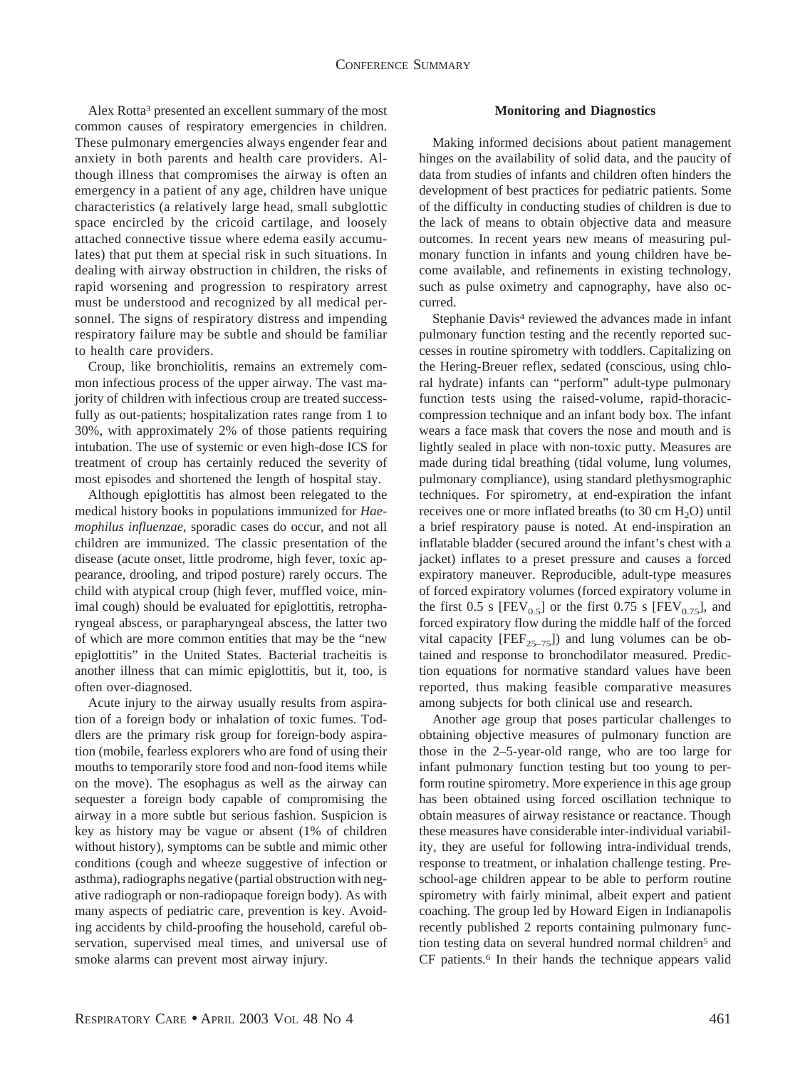Alex Rotta[3] presented an excellent summary of the most common causes of respiratory emergencies in children. These pulmonary emergencies always engender fear and anxiety in both parents and health care providers. Although illness that compromises the airway is often an emergency in a patient of any age, children have unique characteristics (a relatively large head, small subglottic space encircled by the cricoid cartilage, and loosely attached connective tissue where edema easily accumulates) that put them at special risk in such situations. In dealing with airway obstruction in children, the risks of rapid worsening and progression to respiratory arrest must be understood and recognized by all medical personnel. The signs of respiratory distress and impending respiratory failure may be subtle and should be familiar to health care providers.

Croup, like bronchiolitis, remains an extremely common infectious process of the upper airway. The vast majority of children with infectious croup are treated successfully as out-patients; hospitalization rates range from 1 to 30%, with approximately 2% of those patients requiring intubation. The use of systemic or even high-dose ICS for treatment of croup has certainly reduced the severity of most episodes and shortened the length of hospital stay.

Although epiglottitis has almost been relegated to the medical history books in populations immunized for *Haemophilus influenzae*, sporadic cases do occur, and not all children are immunized. The classic presentation of the disease (acute onset, little prodrome, high fever, toxic appearance, drooling, and tripod posture) rarely occurs. The child with atypical croup (high fever, muffled voice, minimal cough) should be evaluated for epiglottitis, retropharyngeal abscess, or parapharyngeal abscess, the latter two of which are more common entities that may be the "new epiglottitis" in the United States. Bacterial tracheitis is another illness that can mimic epiglottitis, but it, too, is often over-diagnosed.

Acute injury to the airway usually results from aspiration of a foreign body or inhalation of toxic fumes. Toddlers are the primary risk group for foreign-body aspiration (mobile, fearless explorers who are fond of using their mouths to temporarily store food and non-food items while on the move). The esophagus as well as the airway can sequester a foreign body capable of compromising the airway in a more subtle but serious fashion. Suspicion is key as history may be vague or absent (1% of children without history), symptoms can be subtle and mimic other conditions (cough and wheeze suggestive of infection or asthma), radiographs negative (partial obstruction with negative radiograph or non-radiopaque foreign body). As with many aspects of pediatric care, prevention is key. Avoiding accidents by child-proofing the household, careful observation, supervised meal times, and universal use of smoke alarms can prevent most airway injury.

**Monitoring and Diagnostics**

Making informed decisions about patient management hinges on the availability of solid data, and the paucity of data from studies of infants and children often hinders the development of best practices for pediatric patients. Some of the difficulty in conducting studies of children is due to the lack of means to obtain objective data and measure outcomes. In recent years new means of measuring pulmonary function in infants and young children have become available, and refinements in existing technology, such as pulse oximetry and capnography, have also occurred.

Stephanie Davis[4] reviewed the advances made in infant pulmonary function testing and the recently reported successes in routine spirometry with toddlers. Capitalizing on the Hering-Breuer reflex, sedated (conscious, using chloral hydrate) infants can "perform" adult-type pulmonary function tests using the raised-volume, rapid-thoracic-compression technique and an infant body box. The infant wears a face mask that covers the nose and mouth and is lightly sealed in place with non-toxic putty. Measures are made during tidal breathing (tidal volume, lung volumes, pulmonary compliance), using standard plethysmographic techniques. For spirometry, at end-expiration the infant receives one or more inflated breaths (to 30 cm $H_2O$) until a brief respiratory pause is noted. At end-inspiration an inflatable bladder (secured around the infant's chest with a jacket) inflates to a preset pressure and causes a forced expiratory maneuver. Reproducible, adult-type measures of forced expiratory volumes (forced expiratory volume in the first 0.5 s [$FEV_{0.5}$] or the first 0.75 s [$FEV_{0.75}$], and forced expiratory flow during the middle half of the forced vital capacity [$FEF_{25-75}$]) and lung volumes can be obtained and response to bronchodilator measured. Prediction equations for normative standard values have been reported, thus making feasible comparative measures among subjects for both clinical use and research.

Another age group that poses particular challenges to obtaining objective measures of pulmonary function are those in the 2–5-year-old range, who are too large for infant pulmonary function testing but too young to perform routine spirometry. More experience in this age group has been obtained using forced oscillation technique to obtain measures of airway resistance or reactance. Though these measures have considerable inter-individual variability, they are useful for following intra-individual trends, response to treatment, or inhalation challenge testing. Preschool-age children appear to be able to perform routine spirometry with fairly minimal, albeit expert and patient coaching. The group led by Howard Eigen in Indianapolis recently published 2 reports containing pulmonary function testing data on several hundred normal children[5] and CF patients.[6] In their hands the technique appears valid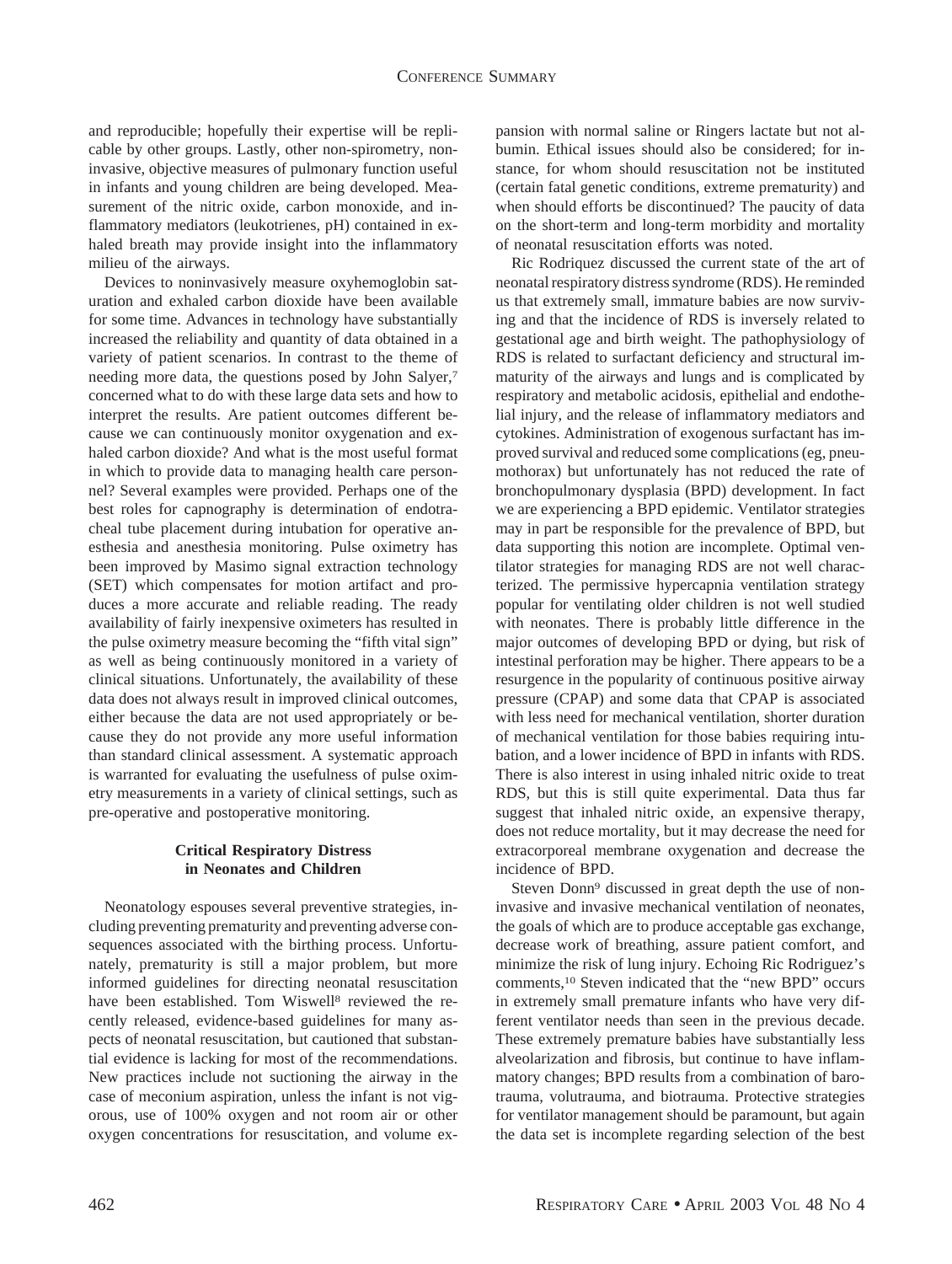and reproducible; hopefully their expertise will be replicable by other groups. Lastly, other non-spirometry, noninvasive, objective measures of pulmonary function useful in infants and young children are being developed. Measurement of the nitric oxide, carbon monoxide, and inflammatory mediators (leukotrienes, pH) contained in exhaled breath may provide insight into the inflammatory milieu of the airways.

Devices to noninvasively measure oxyhemoglobin saturation and exhaled carbon dioxide have been available for some time. Advances in technology have substantially increased the reliability and quantity of data obtained in a variety of patient scenarios. In contrast to the theme of needing more data, the questions posed by John Salyer,[7] concerned what to do with these large data sets and how to interpret the results. Are patient outcomes different because we can continuously monitor oxygenation and exhaled carbon dioxide? And what is the most useful format in which to provide data to managing health care personnel? Several examples were provided. Perhaps one of the best roles for capnography is determination of endotracheal tube placement during intubation for operative anesthesia and anesthesia monitoring. Pulse oximetry has been improved by Masimo signal extraction technology (SET) which compensates for motion artifact and produces a more accurate and reliable reading. The ready availability of fairly inexpensive oximeters has resulted in the pulse oximetry measure becoming the "fifth vital sign" as well as being continuously monitored in a variety of clinical situations. Unfortunately, the availability of these data does not always result in improved clinical outcomes, either because the data are not used appropriately or because they do not provide any more useful information than standard clinical assessment. A systematic approach is warranted for evaluating the usefulness of pulse oximetry measurements in a variety of clinical settings, such as pre-operative and postoperative monitoring.

## Critical Respiratory Distress in Neonates and Children

Neonatology espouses several preventive strategies, including preventing prematurity and preventing adverse consequences associated with the birthing process. Unfortunately, prematurity is still a major problem, but more informed guidelines for directing neonatal resuscitation have been established. Tom Wiswell[8] reviewed the recently released, evidence-based guidelines for many aspects of neonatal resuscitation, but cautioned that substantial evidence is lacking for most of the recommendations. New practices include not suctioning the airway in the case of meconium aspiration, unless the infant is not vigorous, use of 100% oxygen and not room air or other oxygen concentrations for resuscitation, and volume expansion with normal saline or Ringers lactate but not albumin. Ethical issues should also be considered; for instance, for whom should resuscitation not be instituted (certain fatal genetic conditions, extreme prematurity) and when should efforts be discontinued? The paucity of data on the short-term and long-term morbidity and mortality of neonatal resuscitation efforts was noted.

Ric Rodriquez discussed the current state of the art of neonatal respiratory distress syndrome (RDS). He reminded us that extremely small, immature babies are now surviving and that the incidence of RDS is inversely related to gestational age and birth weight. The pathophysiology of RDS is related to surfactant deficiency and structural immaturity of the airways and lungs and is complicated by respiratory and metabolic acidosis, epithelial and endothelial injury, and the release of inflammatory mediators and cytokines. Administration of exogenous surfactant has improved survival and reduced some complications (eg, pneumothorax) but unfortunately has not reduced the rate of bronchopulmonary dysplasia (BPD) development. In fact we are experiencing a BPD epidemic. Ventilator strategies may in part be responsible for the prevalence of BPD, but data supporting this notion are incomplete. Optimal ventilator strategies for managing RDS are not well characterized. The permissive hypercapnia ventilation strategy popular for ventilating older children is not well studied with neonates. There is probably little difference in the major outcomes of developing BPD or dying, but risk of intestinal perforation may be higher. There appears to be a resurgence in the popularity of continuous positive airway pressure (CPAP) and some data that CPAP is associated with less need for mechanical ventilation, shorter duration of mechanical ventilation for those babies requiring intubation, and a lower incidence of BPD in infants with RDS. There is also interest in using inhaled nitric oxide to treat RDS, but this is still quite experimental. Data thus far suggest that inhaled nitric oxide, an expensive therapy, does not reduce mortality, but it may decrease the need for extracorporeal membrane oxygenation and decrease the incidence of BPD.

Steven Donn[9] discussed in great depth the use of noninvasive and invasive mechanical ventilation of neonates, the goals of which are to produce acceptable gas exchange, decrease work of breathing, assure patient comfort, and minimize the risk of lung injury. Echoing Ric Rodriguez's comments,[10] Steven indicated that the "new BPD" occurs in extremely small premature infants who have very different ventilator needs than seen in the previous decade. These extremely premature babies have substantially less alveolarization and fibrosis, but continue to have inflammatory changes; BPD results from a combination of barotrauma, volutrauma, and biotrauma. Protective strategies for ventilator management should be paramount, but again the data set is incomplete regarding selection of the best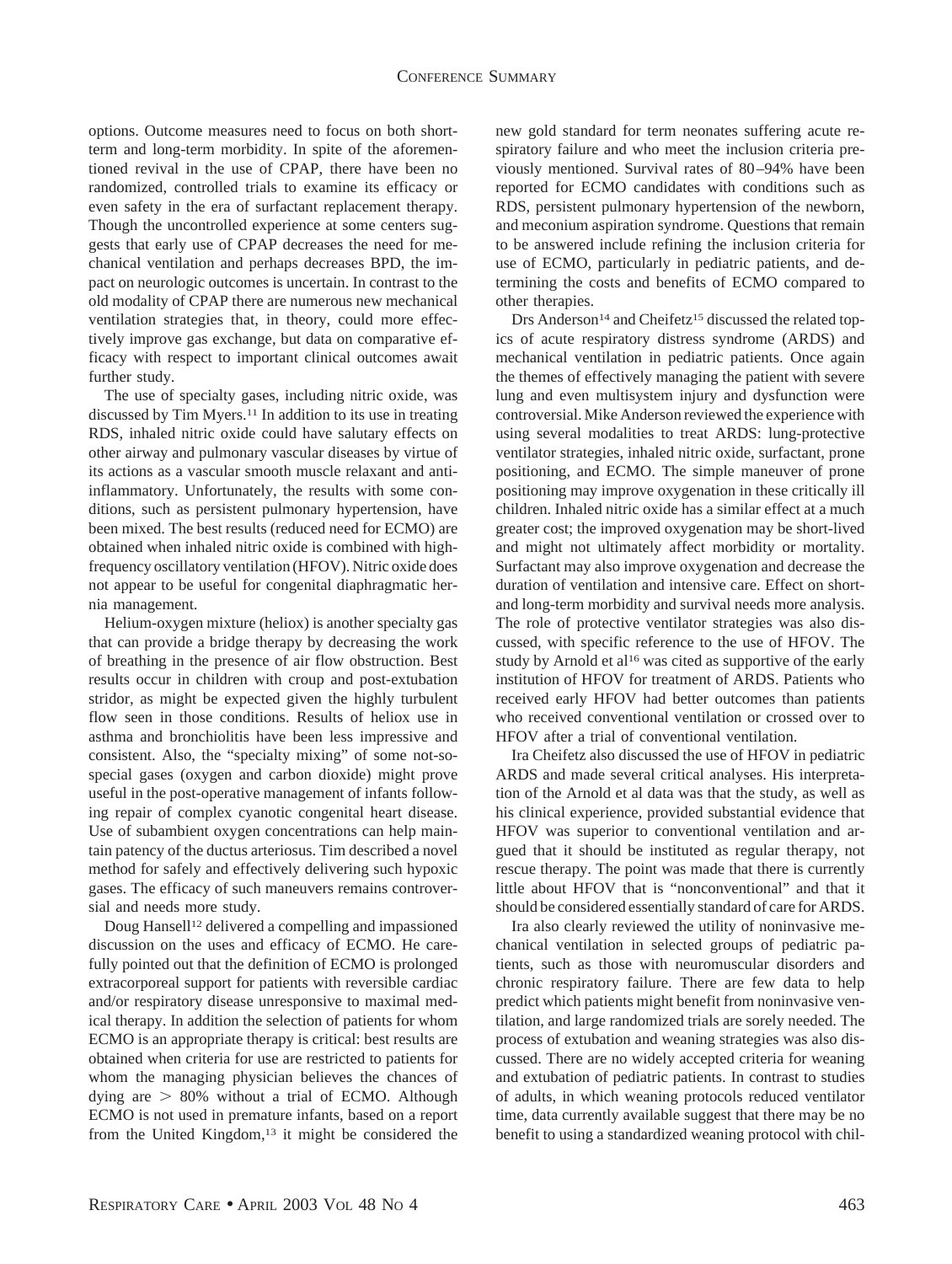options. Outcome measures need to focus on both short-term and long-term morbidity. In spite of the aforementioned revival in the use of CPAP, there have been no randomized, controlled trials to examine its efficacy or even safety in the era of surfactant replacement therapy. Though the uncontrolled experience at some centers suggests that early use of CPAP decreases the need for mechanical ventilation and perhaps decreases BPD, the impact on neurologic outcomes is uncertain. In contrast to the old modality of CPAP there are numerous new mechanical ventilation strategies that, in theory, could more effectively improve gas exchange, but data on comparative efficacy with respect to important clinical outcomes await further study.

The use of specialty gases, including nitric oxide, was discussed by Tim Myers.[11] In addition to its use in treating RDS, inhaled nitric oxide could have salutary effects on other airway and pulmonary vascular diseases by virtue of its actions as a vascular smooth muscle relaxant and anti-inflammatory. Unfortunately, the results with some conditions, such as persistent pulmonary hypertension, have been mixed. The best results (reduced need for ECMO) are obtained when inhaled nitric oxide is combined with high-frequency oscillatory ventilation (HFOV). Nitric oxide does not appear to be useful for congenital diaphragmatic hernia management.

Helium-oxygen mixture (heliox) is another specialty gas that can provide a bridge therapy by decreasing the work of breathing in the presence of air flow obstruction. Best results occur in children with croup and post-extubation stridor, as might be expected given the highly turbulent flow seen in those conditions. Results of heliox use in asthma and bronchiolitis have been less impressive and consistent. Also, the "specialty mixing" of some not-so-special gases (oxygen and carbon dioxide) might prove useful in the post-operative management of infants following repair of complex cyanotic congenital heart disease. Use of subambient oxygen concentrations can help maintain patency of the ductus arteriosus. Tim described a novel method for safely and effectively delivering such hypoxic gases. The efficacy of such maneuvers remains controversial and needs more study.

Doug Hansell[12] delivered a compelling and impassioned discussion on the uses and efficacy of ECMO. He carefully pointed out that the definition of ECMO is prolonged extracorporeal support for patients with reversible cardiac and/or respiratory disease unresponsive to maximal medical therapy. In addition the selection of patients for whom ECMO is an appropriate therapy is critical: best results are obtained when criteria for use are restricted to patients for whom the managing physician believes the chances of dying are > 80% without a trial of ECMO. Although ECMO is not used in premature infants, based on a report from the United Kingdom,[13] it might be considered the new gold standard for term neonates suffering acute respiratory failure and who meet the inclusion criteria previously mentioned. Survival rates of 80–94% have been reported for ECMO candidates with conditions such as RDS, persistent pulmonary hypertension of the newborn, and meconium aspiration syndrome. Questions that remain to be answered include refining the inclusion criteria for use of ECMO, particularly in pediatric patients, and determining the costs and benefits of ECMO compared to other therapies.

Drs Anderson[14] and Cheifetz[15] discussed the related topics of acute respiratory distress syndrome (ARDS) and mechanical ventilation in pediatric patients. Once again the themes of effectively managing the patient with severe lung and even multisystem injury and dysfunction were controversial. Mike Anderson reviewed the experience with using several modalities to treat ARDS: lung-protective ventilator strategies, inhaled nitric oxide, surfactant, prone positioning, and ECMO. The simple maneuver of prone positioning may improve oxygenation in these critically ill children. Inhaled nitric oxide has a similar effect at a much greater cost; the improved oxygenation may be short-lived and might not ultimately affect morbidity or mortality. Surfactant may also improve oxygenation and decrease the duration of ventilation and intensive care. Effect on short- and long-term morbidity and survival needs more analysis. The role of protective ventilator strategies was also discussed, with specific reference to the use of HFOV. The study by Arnold et al[16] was cited as supportive of the early institution of HFOV for treatment of ARDS. Patients who received early HFOV had better outcomes than patients who received conventional ventilation or crossed over to HFOV after a trial of conventional ventilation.

Ira Cheifetz also discussed the use of HFOV in pediatric ARDS and made several critical analyses. His interpretation of the Arnold et al data was that the study, as well as his clinical experience, provided substantial evidence that HFOV was superior to conventional ventilation and argued that it should be instituted as regular therapy, not rescue therapy. The point was made that there is currently little about HFOV that is "nonconventional" and that it should be considered essentially standard of care for ARDS.

Ira also clearly reviewed the utility of noninvasive mechanical ventilation in selected groups of pediatric patients, such as those with neuromuscular disorders and chronic respiratory failure. There are few data to help predict which patients might benefit from noninvasive ventilation, and large randomized trials are sorely needed. The process of extubation and weaning strategies was also discussed. There are no widely accepted criteria for weaning and extubation of pediatric patients. In contrast to studies of adults, in which weaning protocols reduced ventilator time, data currently available suggest that there may be no benefit to using a standardized weaning protocol with chil-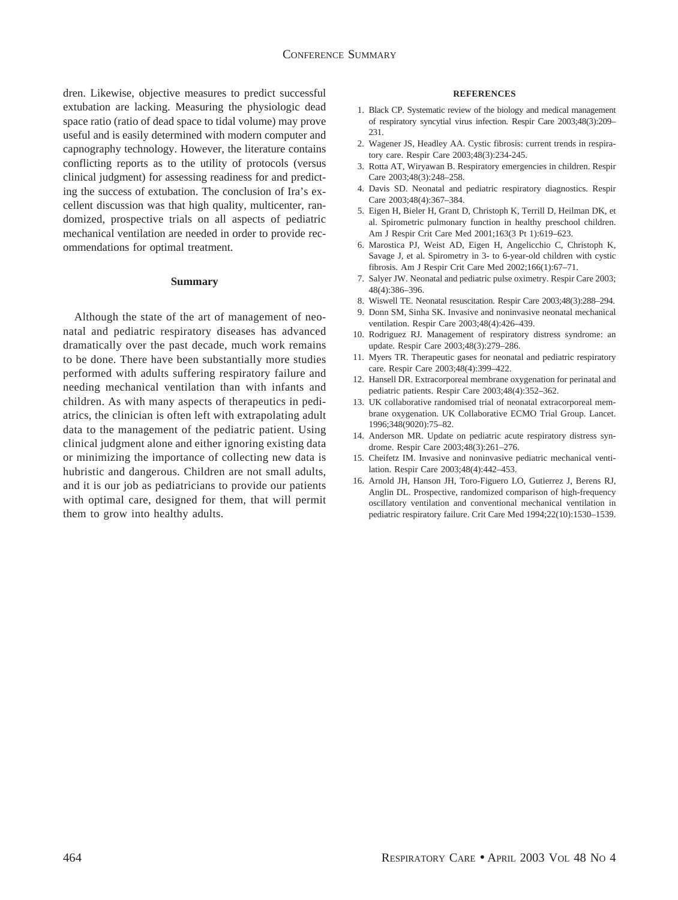dren. Likewise, objective measures to predict successful extubation are lacking. Measuring the physiologic dead space ratio (ratio of dead space to tidal volume) may prove useful and is easily determined with modern computer and capnography technology. However, the literature contains conflicting reports as to the utility of protocols (versus clinical judgment) for assessing readiness for and predicting the success of extubation. The conclusion of Ira's excellent discussion was that high quality, multicenter, randomized, prospective trials on all aspects of pediatric mechanical ventilation are needed in order to provide recommendations for optimal treatment.

## Summary

Although the state of the art of management of neonatal and pediatric respiratory diseases has advanced dramatically over the past decade, much work remains to be done. There have been substantially more studies performed with adults suffering respiratory failure and needing mechanical ventilation than with infants and children. As with many aspects of therapeutics in pediatrics, the clinician is often left with extrapolating adult data to the management of the pediatric patient. Using clinical judgment alone and either ignoring existing data or minimizing the importance of collecting new data is hubristic and dangerous. Children are not small adults, and it is our job as pediatricians to provide our patients with optimal care, designed for them, that will permit them to grow into healthy adults.

## REFERENCES

1. Black CP. Systematic review of the biology and medical management of respiratory syncytial virus infection. Respir Care 2003;48(3):209–231.
2. Wagener JS, Headley AA. Cystic fibrosis: current trends in respiratory care. Respir Care 2003;48(3):234-245.
3. Rotta AT, Wiryawan B. Respiratory emergencies in children. Respir Care 2003;48(3):248–258.
4. Davis SD. Neonatal and pediatric respiratory diagnostics. Respir Care 2003;48(4):367–384.
5. Eigen H, Bieler H, Grant D, Christoph K, Terrill D, Heilman DK, et al. Spirometric pulmonary function in healthy preschool children. Am J Respir Crit Care Med 2001;163(3 Pt 1):619–623.
6. Marostica PJ, Weist AD, Eigen H, Angelicchio C, Christoph K, Savage J, et al. Spirometry in 3- to 6-year-old children with cystic fibrosis. Am J Respir Crit Care Med 2002;166(1):67–71.
7. Salyer JW. Neonatal and pediatric pulse oximetry. Respir Care 2003;48(4):386–396.
8. Wiswell TE. Neonatal resuscitation. Respir Care 2003;48(3):288–294.
9. Donn SM, Sinha SK. Invasive and noninvasive neonatal mechanical ventilation. Respir Care 2003;48(4):426–439.
10. Rodriguez RJ. Management of respiratory distress syndrome: an update. Respir Care 2003;48(3):279–286.
11. Myers TR. Therapeutic gases for neonatal and pediatric respiratory care. Respir Care 2003;48(4):399–422.
12. Hansell DR. Extracorporeal membrane oxygenation for perinatal and pediatric patients. Respir Care 2003;48(4):352–362.
13. UK collaborative randomised trial of neonatal extracorporeal membrane oxygenation. UK Collaborative ECMO Trial Group. Lancet. 1996;348(9020):75–82.
14. Anderson MR. Update on pediatric acute respiratory distress syndrome. Respir Care 2003;48(3):261–276.
15. Cheifetz IM. Invasive and noninvasive pediatric mechanical ventilation. Respir Care 2003;48(4):442–453.
16. Arnold JH, Hanson JH, Toro-Figuero LO, Gutierrez J, Berens RJ, Anglin DL. Prospective, randomized comparison of high-frequency oscillatory ventilation and conventional mechanical ventilation in pediatric respiratory failure. Crit Care Med 1994;22(10):1530–1539.